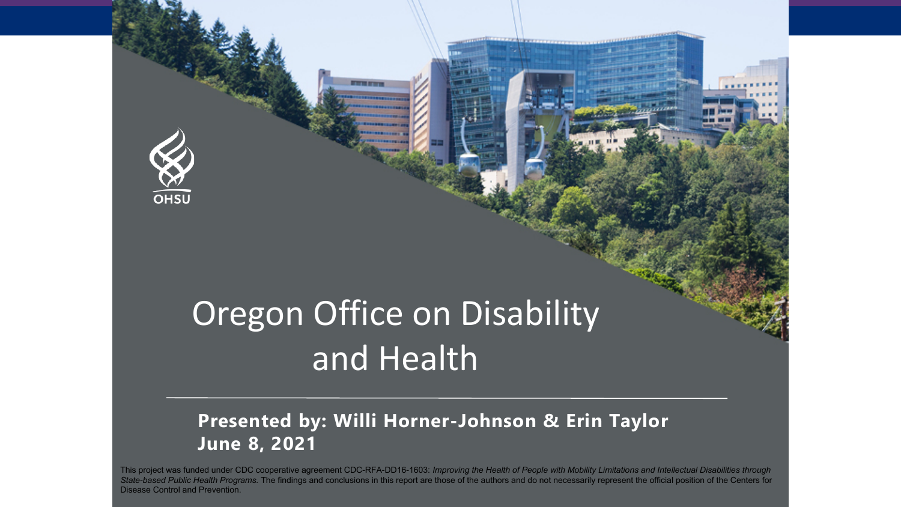OHSU

# Oregon Office on Disability and Health

**Presented by: Willi Horner-Johnson & Erin Taylor**
**June 8, 2021**

This project was funded under CDC cooperative agreement CDC-RFA-DD16-1603: *Improving the Health of People with Mobility Limitations and Intellectual Disabilities through State-based Public Health Programs.* The findings and conclusions in this report are those of the authors and do not necessarily represent the official position of the Centers for Disease Control and Prevention.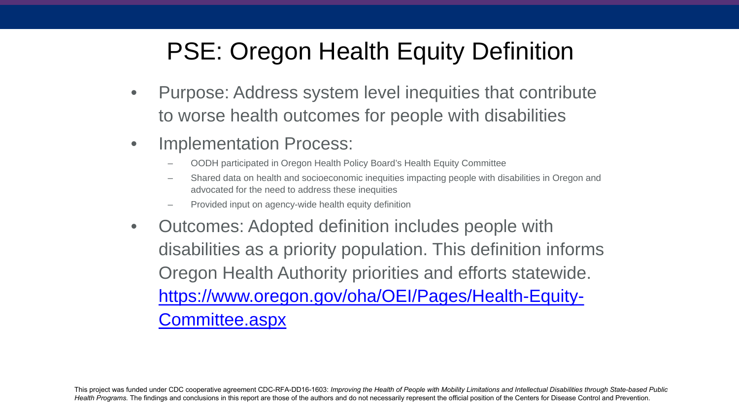# PSE: Oregon Health Equity Definition

- Purpose: Address system level inequities that contribute to worse health outcomes for people with disabilities
- Implementation Process:
  - OODH participated in Oregon Health Policy Board's Health Equity Committee
  - Shared data on health and socioeconomic inequities impacting people with disabilities in Oregon and advocated for the need to address these inequities
  - Provided input on agency-wide health equity definition
- Outcomes: Adopted definition includes people with disabilities as a priority population. This definition informs Oregon Health Authority priorities and efforts statewide. https://www.oregon.gov/oha/OEI/Pages/Health-Equity-Committee.aspx

This project was funded under CDC cooperative agreement CDC-RFA-DD16-1603: *Improving the Health of People with Mobility Limitations and Intellectual Disabilities through State-based Public Health Programs.* The findings and conclusions in this report are those of the authors and do not necessarily represent the official position of the Centers for Disease Control and Prevention.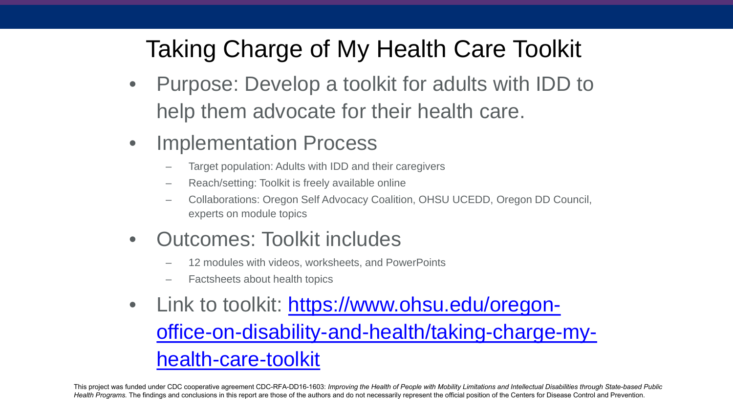# Taking Charge of My Health Care Toolkit

- Purpose: Develop a toolkit for adults with IDD to help them advocate for their health care.
- Implementation Process
  - Target population: Adults with IDD and their caregivers
  - Reach/setting: Toolkit is freely available online
  - Collaborations: Oregon Self Advocacy Coalition, OHSU UCEDD, Oregon DD Council, experts on module topics
- Outcomes: Toolkit includes
  - 12 modules with videos, worksheets, and PowerPoints
  - Factsheets about health topics
- Link to toolkit: [https://www.ohsu.edu/oregon-office-on-disability-and-health/taking-charge-my-health-care-toolkit](https://www.ohsu.edu/oregon-office-on-disability-and-health/taking-charge-my-health-care-toolkit)

This project was funded under CDC cooperative agreement CDC-RFA-DD16-1603: *Improving the Health of People with Mobility Limitations and Intellectual Disabilities through State-based Public Health Programs.* The findings and conclusions in this report are those of the authors and do not necessarily represent the official position of the Centers for Disease Control and Prevention.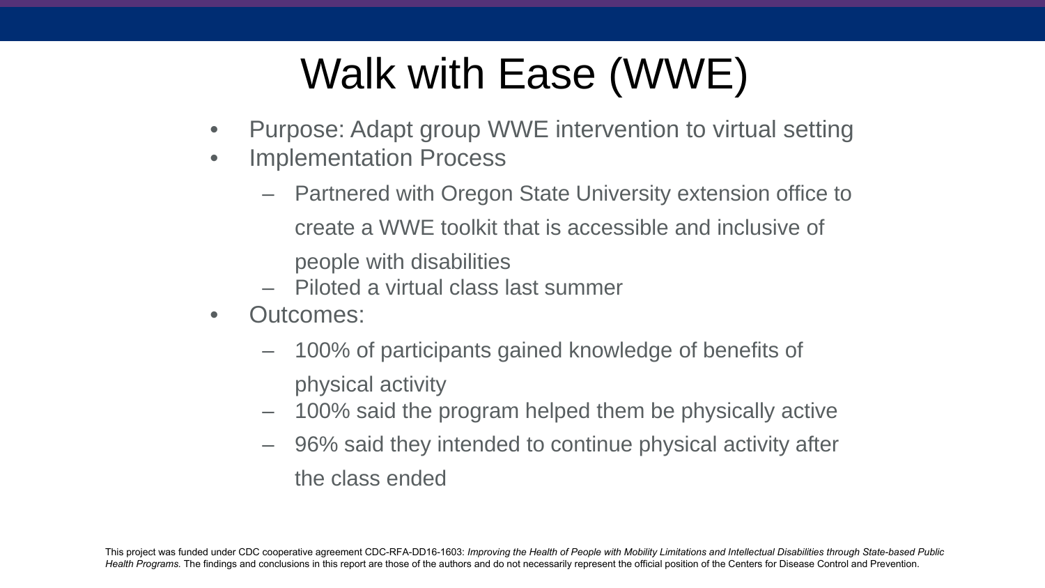# Walk with Ease (WWE)

- Purpose: Adapt group WWE intervention to virtual setting
- Implementation Process
  - Partnered with Oregon State University extension office to create a WWE toolkit that is accessible and inclusive of people with disabilities
  - Piloted a virtual class last summer
- Outcomes:
  - 100% of participants gained knowledge of benefits of physical activity
  - 100% said the program helped them be physically active
  - 96% said they intended to continue physical activity after the class ended

This project was funded under CDC cooperative agreement CDC-RFA-DD16-1603: *Improving the Health of People with Mobility Limitations and Intellectual Disabilities through State-based Public Health Programs.* The findings and conclusions in this report are those of the authors and do not necessarily represent the official position of the Centers for Disease Control and Prevention.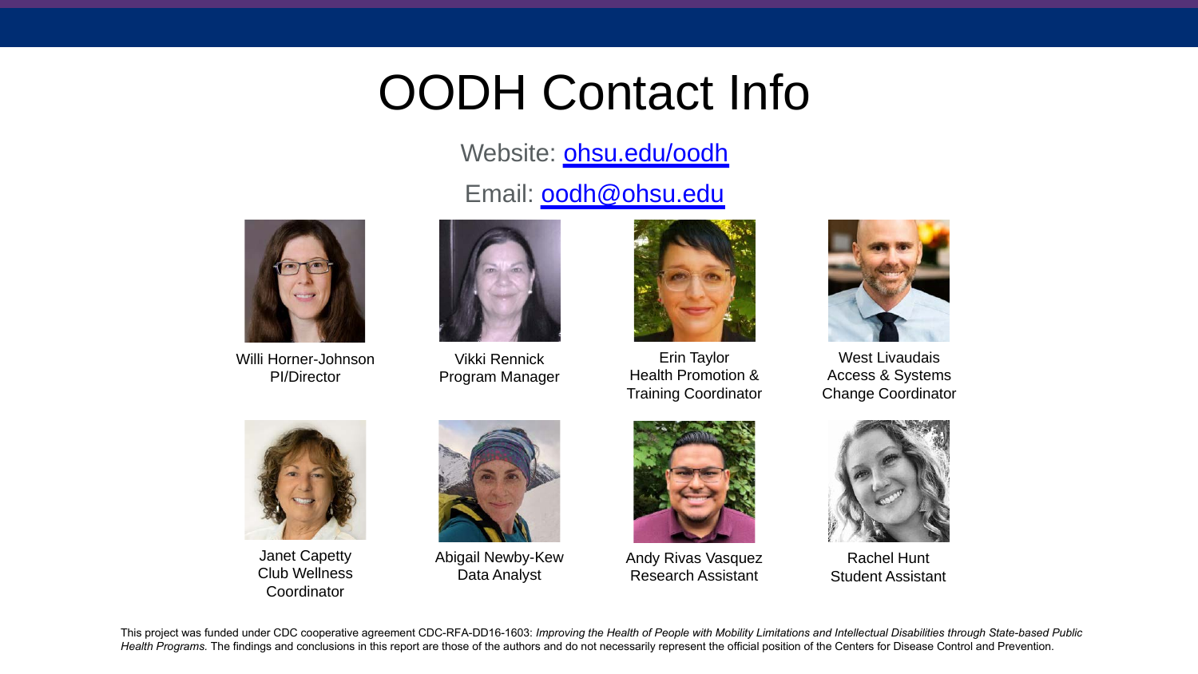# OODH Contact Info

Website: [ohsu.edu/oodh](https://ohsu.edu/oodh)

Email: [oodh@ohsu.edu](mailto:oodh@ohsu.edu)

Willi Horner-Johnson
PI/Director

Vikki Rennick
Program Manager

Erin Taylor
Health Promotion & Training Coordinator

West Livaudais
Access & Systems Change Coordinator

Janet Capetty
Club Wellness Coordinator

Abigail Newby-Kew
Data Analyst

Andy Rivas Vasquez
Research Assistant

Rachel Hunt
Student Assistant

This project was funded under CDC cooperative agreement CDC-RFA-DD16-1603: *Improving the Health of People with Mobility Limitations and Intellectual Disabilities through State-based Public Health Programs.* The findings and conclusions in this report are those of the authors and do not necessarily represent the official position of the Centers for Disease Control and Prevention.